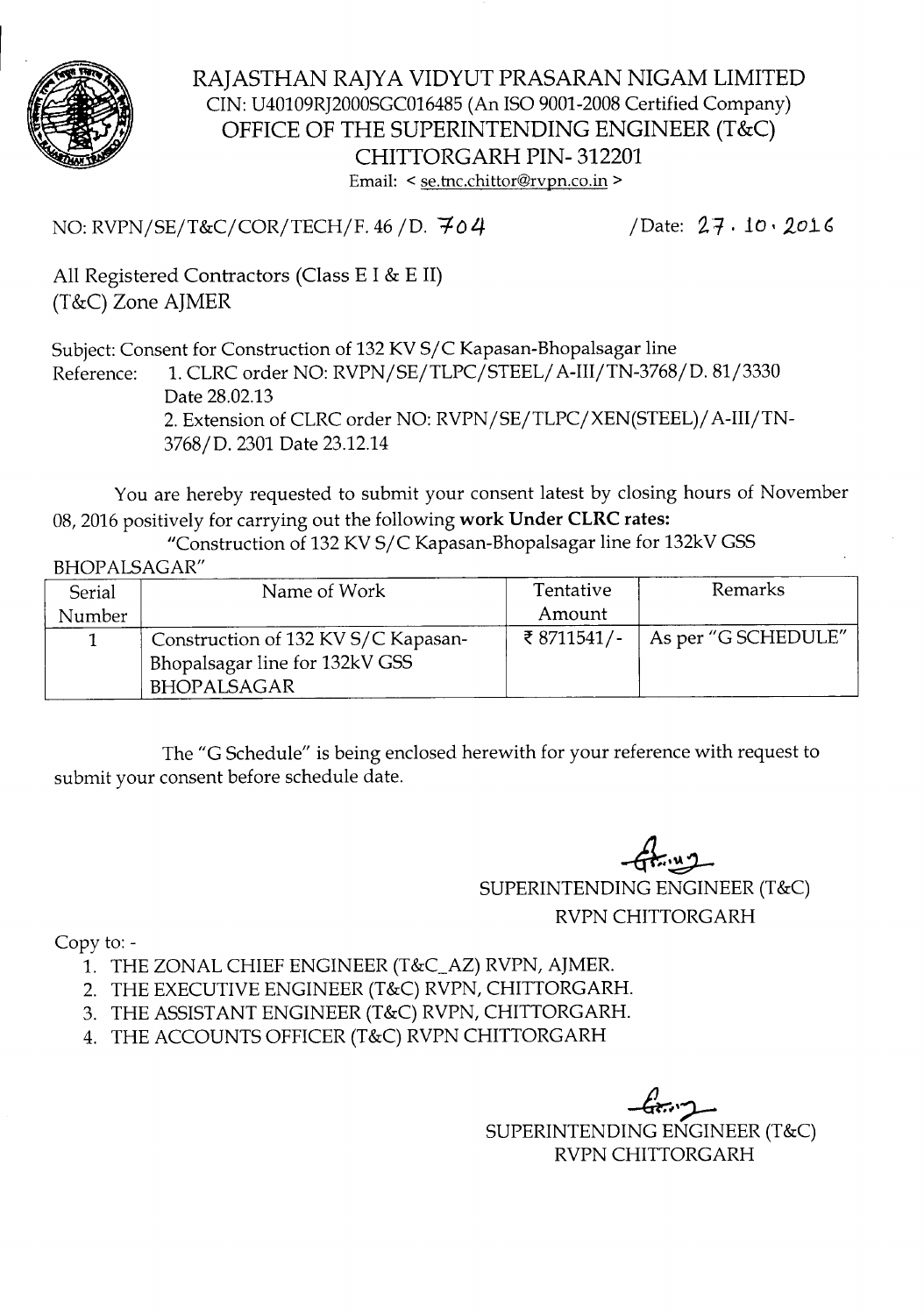# RAJASTHAN RAJYA VIDYUT PRASARAN NIGAM LIMITED

CIN: U40109RJ2000SGC016485 (An ISO 9001-2008 Certified Company)

## OFFICE OF THE SUPERINTENDING ENGINEER (T&C)

## CHITTORGARH PIN- 312201

Email: < se.tnc.chittor@rvpn.co.in >

NO: RVPN/SE/T&C/COR/TECH/F. 46 /D. 704 /Date: 27. 10. 2016

All Registered Contractors (Class E I & E II)
(T&C) Zone AJMER

Subject: Consent for Construction of 132 KV S/C Kapasan-Bhopalsagar line

Reference: 1. CLRC order NO: RVPN/SE/TLPC/STEEL/A-III/TN-3768/D. 81/3330 Date 28.02.13
2. Extension of CLRC order NO: RVPN/SE/TLPC/XEN(STEEL)/A-III/TN-3768/D. 2301 Date 23.12.14

You are hereby requested to submit your consent latest by closing hours of November 08, 2016 positively for carrying out the following **work Under CLRC rates:**

"Construction of 132 KV S/C Kapasan-Bhopalsagar line for 132kV GSS BHOPALSAGAR"

| Serial Number | Name of Work | Tentative Amount | Remarks |
|---|---|---|---|
| 1 | Construction of 132 KV S/C Kapasan-Bhopalsagar line for 132kV GSS BHOPALSAGAR | ₹ 8711541/- | As per "G SCHEDULE" |

The "G Schedule" is being enclosed herewith for your reference with request to submit your consent before schedule date.

SUPERINTENDING ENGINEER (T&C)
RVPN CHITTORGARH

Copy to: -

1. THE ZONAL CHIEF ENGINEER (T&C_AZ) RVPN, AJMER.
2. THE EXECUTIVE ENGINEER (T&C) RVPN, CHITTORGARH.
3. THE ASSISTANT ENGINEER (T&C) RVPN, CHITTORGARH.
4. THE ACCOUNTS OFFICER (T&C) RVPN CHITTORGARH

SUPERINTENDING ENGINEER (T&C)
RVPN CHITTORGARH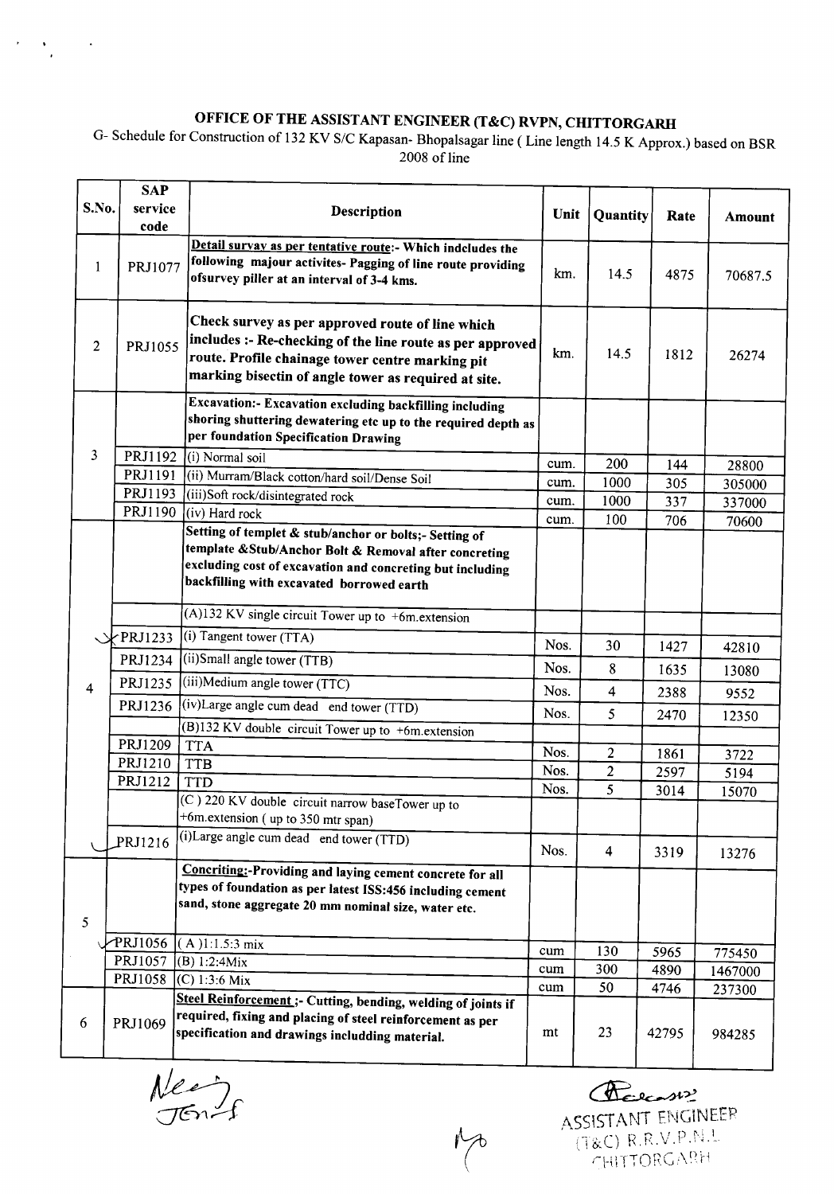# OFFICE OF THE ASSISTANT ENGINEER (T&C) RVPN, CHITTORGARH

G- Schedule for Construction of 132 KV S/C Kapasan- Bhopalsagar line ( Line length 14.5 K Approx.) based on BSR 2008 of line

| S.No. | SAP service code | Description | Unit | Quantity | Rate | Amount |
|---|---|---|---|---|---|---|
| 1 | PRJ1077 | **Detail survay as per tentative route:- Which indcludes the following majour activites- Pagging of line route providing ofsurvey piller at an interval of 3-4 kms.** | km. | 14.5 | 4875 | 70687.5 |
| 2 | PRJ1055 | **Check survey as per approved route of line which includes :- Re-checking of the line route as per approved route. Profile chainage tower centre marking pit marking bisectin of angle tower as required at site.** | km. | 14.5 | 1812 | 26274 |
| 3 | | **Excavation:- Excavation excluding backfilling including shoring shuttering dewatering etc up to the required depth as per foundation Specification Drawing** | | | | |
| | PRJ1192 | (i) Normal soil | cum. | 200 | 144 | 28800 |
| | PRJ1191 | (ii) Murram/Black cotton/hard soil/Dense Soil | cum. | 1000 | 305 | 305000 |
| | PRJ1193 | (iii)Soft rock/disintegrated rock | cum. | 1000 | 337 | 337000 |
| | PRJ1190 | (iv) Hard rock | cum. | 100 | 706 | 70600 |
| 4 | | **Setting of templet & stub/anchor or bolts;- Setting of template &Stub/Anchor Bolt & Removal after concreting excluding cost of excavation and concreting but including backfilling with excavated borrowed earth** | | | | |
| | | (A)132 KV single circuit Tower up to +6m.extension | | | | |
| | PRJ1233 | (i) Tangent tower (TTA) | Nos. | 30 | 1427 | 42810 |
| | PRJ1234 | (ii)Small angle tower (TTB) | Nos. | 8 | 1635 | 13080 |
| | PRJ1235 | (iii)Medium angle tower (TTC) | Nos. | 4 | 2388 | 9552 |
| | PRJ1236 | (iv)Large angle cum dead end tower (TTD) | Nos. | 5 | 2470 | 12350 |
| | | (B)132 KV double circuit Tower up to +6m.extension | | | | |
| | PRJ1209 | TTA | Nos. | 2 | 1861 | 3722 |
| | PRJ1210 | TTB | Nos. | 2 | 2597 | 5194 |
| | PRJ1212 | TTD | Nos. | 5 | 3014 | 15070 |
| | | (C ) 220 KV double circuit narrow baseTower up to +6m.extension ( up to 350 mtr span) | | | | |
| | PRJ1216 | (i)Large angle cum dead end tower (TTD) | Nos. | 4 | 3319 | 13276 |
| 5 | | **Concriting:-Providing and laying cement concrete for all types of foundation as per latest ISS:456 including cement sand, stone aggregate 20 mm nominal size, water etc.** | | | | |
| | PRJ1056 | ( A )1:1.5:3 mix | cum | 130 | 5965 | 775450 |
| | PRJ1057 | (B) 1:2:4Mix | cum | 300 | 4890 | 1467000 |
| | PRJ1058 | (C) 1:3:6 Mix | cum | 50 | 4746 | 237300 |
| 6 | PRJ1069 | **Steel Reinforcement ;- Cutting, bending, welding of joints if required, fixing and placing of steel reinforcement as per specification and drawings includding material.** | mt | 23 | 42795 | 984285 |

ASSISTANT ENGINEER
(T&C) R.R.V.P.N.L
CHITTORGARH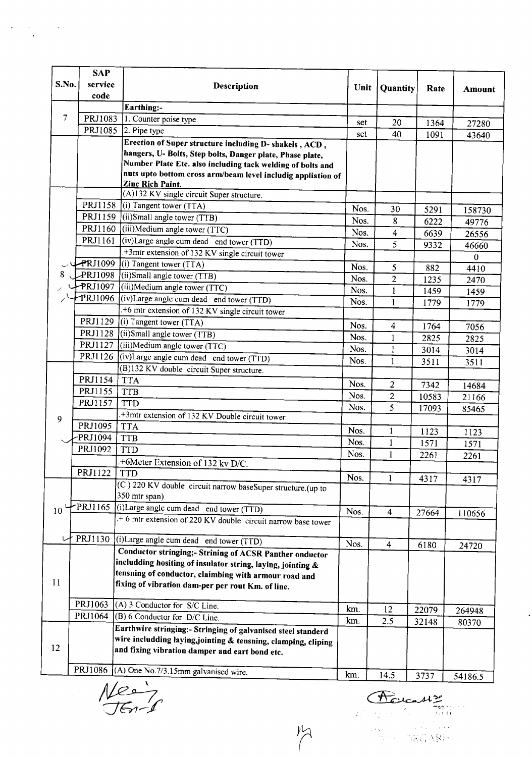| S.No. | SAP service code | Description | Unit | Quantity | Rate | Amount |
|---|---|---|---|---|---|---|
| 7 | | **Earthing:-** | | | | |
| | PRJ1083 | 1. Counter poise type | set | 20 | 1364 | 27280 |
| | PRJ1085 | 2. Pipe type | set | 40 | 1091 | 43640 |
| 8 | | **Erection of Super structure including D- shakels , ACD , hangers, U- Bolts, Step bolts, Danger plate, Phase plate, Number Plate Etc. also including tack welding of bolts and nuts upto bottom cross arm/beam level includig appliation of Zinc Rich Paint.** | | | | |
| | | (A)132 KV single circuit Super structure. | | | | |
| | PRJ1158 | (i) Tangent tower (TTA) | Nos. | 30 | 5291 | 158730 |
| | PRJ1159 | (ii)Small angle tower (TTB) | Nos. | 8 | 6222 | 49776 |
| | PRJ1160 | (iii)Medium angle tower (TTC) | Nos. | 4 | 6639 | 26556 |
| | PRJ1161 | (iv)Large angle cum dead end tower (TTD) | Nos. | 5 | 9332 | 46660 |
| | | .+3mtr extension of 132 KV single circuit tower | | | | 0 |
| | PRJ1099 | (i) Tangent tower (TTA) | Nos. | 5 | 882 | 4410 |
| | PRJ1098 | (ii)Small angle tower (TTB) | Nos. | 2 | 1235 | 2470 |
| | PRJ1097 | (iii)Medium angle tower (TTC) | Nos. | 1 | 1459 | 1459 |
| | PRJ1096 | (iv)Large angle cum dead end tower (TTD) | Nos. | 1 | 1779 | 1779 |
| | | .+6 mtr extension of 132 KV single circuit tower | | | | |
| | PRJ1129 | (i) Tangent tower (TTA) | Nos. | 4 | 1764 | 7056 |
| | PRJ1128 | (ii)Small angle tower (TTB) | Nos. | 1 | 2825 | 2825 |
| | PRJ1127 | (iii)Medium angle tower (TTC) | Nos. | 1 | 3014 | 3014 |
| | PRJ1126 | (iv)Large angle cum dead end tower (TTD) | Nos. | 1 | 3511 | 3511 |
| 9 | | (B)132 KV double circuit Super structure. | | | | |
| | PRJ1154 | TTA | Nos. | 2 | 7342 | 14684 |
| | PRJ1155 | TTB | Nos. | 2 | 10583 | 21166 |
| | PRJ1157 | TTD | Nos. | 5 | 17093 | 85465 |
| | | .+3mtr extension of 132 KV Double circuit tower | | | | |
| | PRJ1095 | TTA | Nos. | 1 | 1123 | 1123 |
| | PRJ1094 | TTB | Nos. | 1 | 1571 | 1571 |
| | PRJ1092 | TTD | Nos. | 1 | 2261 | 2261 |
| | | .+6Meter Extension of 132 kv D/C. | | | | |
| | PRJ1122 | TTD | Nos. | 1 | 4317 | 4317 |
| 10 | | (C ) 220 KV double circuit narrow baseSuper structure.(up to 350 mtr span) | | | | |
| | PRJ1165 | (i)Large angle cum dead end tower (TTD) | Nos. | 4 | 27664 | 110656 |
| | | .+ 6 mtr extension of 220 KV double circuit narrow base tower | | | | |
| | PRJ1130 | (i)Large angle cum dead end tower (TTD) | Nos. | 4 | 6180 | 24720 |
| 11 | | **Conductor stringing;- Strining of ACSR Panther onductor includding hositing of insulator string, laying, jointing & tensning of conductor, claimbing with armour road and fixing of vibration dam-per per rout Km. of line.** | | | | |
| | PRJ1063 | (A) 3 Conductor for S/C Line. | km. | 12 | 22079 | 264948 |
| | PRJ1064 | (B) 6 Conductor for D/C Line. | km. | 2.5 | 32148 | 80370 |
| 12 | | **Earthwire stringing:- Stringing of galvanised steel standerd wire includding laying,jointing & tensning, clamping, cliping and fixing vibration damper and eart bond etc.** | | | | |
| | PRJ1086 | (A) One No.7/3.15mm galvanised wire. | km. | 14.5 | 3737 | 54186.5 |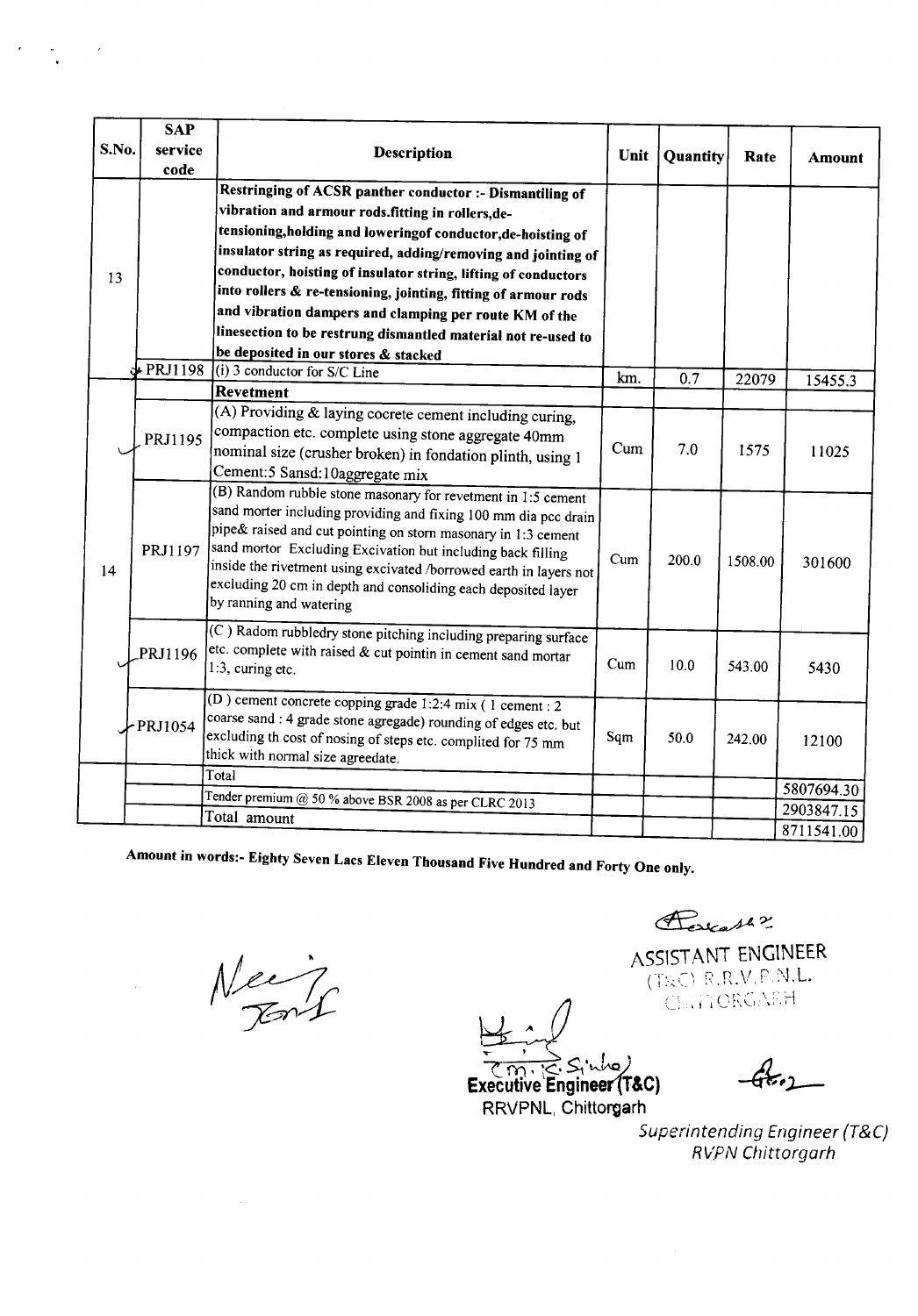| S.No. | SAP service code | Description | Unit | Quantity | Rate | Amount |
|---|---|---|---|---|---|---|
| 13 | | **Restringing of ACSR panther conductor :- Dismantiling of vibration and armour rods.fitting in rollers,de-tensioning,holding and loweringof conductor,de-hoisting of insulator string as required, adding/removing and jointing of conductor, hoisting of insulator string, lifting of conductors into rollers & re-tensioning, jointing, fitting of armour rods and vibration dampers and clamping per route KM of the linesection to be restrung dismantled material not re-used to be deposited in our stores & stacked** | | | | |
| | PRJ1198 | (i) 3 conductor for S/C Line | km. | 0.7 | 22079 | 15455.3 |
| 14 | | **Revetment** | | | | |
| | PRJ1195 | (A) Providing & laying cocrete cement including curing, compaction etc. complete using stone aggregate 40mm nominal size (crusher broken) in fondation plinth, using 1 Cement:5 Sansd:10aggregate mix | Cum | 7.0 | 1575 | 11025 |
| | PRJ1197 | (B) Random rubble stone masonary for revetment in 1:5 cement sand morter including providing and fixing 100 mm dia pcc drain pipe& raised and cut pointing on storn masonary in 1:3 cement sand mortor Excluding Excivation but including back filling inside the rivetment using excivated /borrowed earth in layers not excluding 20 cm in depth and consoliding each deposited layer by ranning and watering | Cum | 200.0 | 1508.00 | 301600 |
| | PRJ1196 | (C ) Radom rubbledry stone pitching including preparing surface etc. complete with raised & cut pointin in cement sand mortar 1:3, curing etc. | Cum | 10.0 | 543.00 | 5430 |
| | PRJ1054 | (D ) cement concrete copping grade 1:2:4 mix ( 1 cement : 2 coarse sand : 4 grade stone agregade) rounding of edges etc. but excluding th cost of nosing of steps etc. complited for 75 mm thick with normal size agreedate. | Sqm | 50.0 | 242.00 | 12100 |
| | | Total | | | | 5807694.30 |
| | | Tender premium @ 50 % above BSR 2008 as per CLRC 2013 | | | | 2903847.15 |
| | | Total amount | | | | 8711541.00 |

**Amount in words:- Eighty Seven Lacs Eleven Thousand Five Hundred and Forty One only.**

ASSISTANT ENGINEER
(T&C) R.R.V.P.N.L.
CHITTORGARH

**Executive Engineer (T&C)**
RRVPNL, Chittorgarh

*Superintending Engineer (T&C)*
*RVPN Chittorgarh*